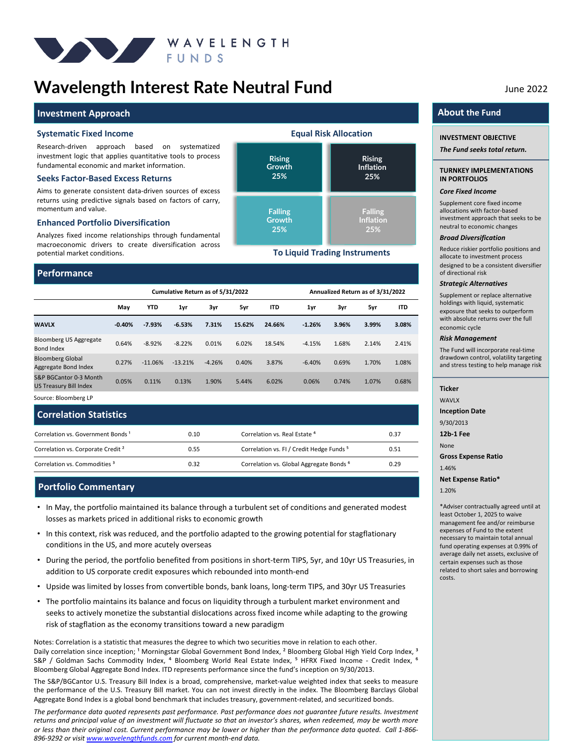WAVELENGTH FUNDS

# Wavelength Interest Rate Neutral Fund

June 2022

## Investment Approach

### Systematic Fixed Income

Research-driven approach based on systematized investment logic that applies quantitative tools to process fundamental economic and market information.

### Seeks Factor-Based Excess Returns

Aims to generate consistent data-driven sources of excess returns using predictive signals based on factors of carry, momentum and value.

### Enhanced Portfolio Diversification

Analyzes fixed income relationships through fundamental macroeconomic drivers to create diversification across potential market conditions.

### Equal Risk Allocation

Rising Growth 25%

Rising Inflation 25%

Falling Growth 25%

Falling Inflation 25%

To Liquid Trading Instruments

## Performance

| | Cumulative Return as of 5/31/2022 | | | | | | Annualized Return as of 3/31/2022 | | | |
|---|---|---|---|---|---|---|---|---|---|---|
| | May | YTD | 1yr | 3yr | 5yr | ITD | 1yr | 3yr | 5yr | ITD |
| **WAVLX** | **-0.40%** | **-7.93%** | **-6.53%** | **7.31%** | **15.62%** | **24.66%** | **-1.26%** | **3.96%** | **3.99%** | **3.08%** |
| Bloomberg US Aggregate Bond Index | 0.64% | -8.92% | -8.22% | 0.01% | 6.02% | 18.54% | -4.15% | 1.68% | 2.14% | 2.41% |
| Bloomberg Global Aggregate Bond Index | 0.27% | -11.06% | -13.21% | -4.26% | 0.40% | 3.87% | -6.40% | 0.69% | 1.70% | 1.08% |
| S&P BGCantor 0-3 Month US Treasury Bill Index | 0.05% | 0.11% | 0.13% | 1.90% | 5.44% | 6.02% | 0.06% | 0.74% | 1.07% | 0.68% |

Source: Bloomberg LP

## Correlation Statistics

| | | | |
|---|---|---|---|
| Correlation vs. Government Bonds [1] | 0.10 | Correlation vs. Real Estate [4] | 0.37 |
| Correlation vs. Corporate Credit [2] | 0.55 | Correlation vs. FI / Credit Hedge Funds [5] | 0.51 |
| Correlation vs. Commodities [3] | 0.32 | Correlation vs. Global Aggregate Bonds [6] | 0.29 |

## Portfolio Commentary

- In May, the portfolio maintained its balance through a turbulent set of conditions and generated modest losses as markets priced in additional risks to economic growth
- In this context, risk was reduced, and the portfolio adapted to the growing potential for stagflationary conditions in the US, and more acutely overseas
- During the period, the portfolio benefited from positions in short-term TIPS, 5yr, and 10yr US Treasuries, in addition to US corporate credit exposures which rebounded into month-end
- Upside was limited by losses from convertible bonds, bank loans, long-term TIPS, and 30yr US Treasuries
- The portfolio maintains its balance and focus on liquidity through a turbulent market environment and seeks to actively monetize the substantial dislocations across fixed income while adapting to the growing risk of stagflation as the economy transitions toward a new paradigm

Notes: Correlation is a statistic that measures the degree to which two securities move in relation to each other. Daily correlation since inception; [1] Morningstar Global Government Bond Index, [2] Bloomberg Global High Yield Corp Index, [3] S&P / Goldman Sachs Commodity Index, [4] Bloomberg World Real Estate Index, [5] HFRX Fixed Income - Credit Index, [6] Bloomberg Global Aggregate Bond Index. ITD represents performance since the fund's inception on 9/30/2013.

The S&P/BGCantor U.S. Treasury Bill Index is a broad, comprehensive, market-value weighted index that seeks to measure the performance of the U.S. Treasury Bill market. You can not invest directly in the index. The Bloomberg Barclays Global Aggregate Bond Index is a global bond benchmark that includes treasury, government-related, and securitized bonds.

*The performance data quoted represents past performance. Past performance does not guarantee future results. Investment returns and principal value of an investment will fluctuate so that an investor's shares, when redeemed, may be worth more or less than their original cost. Current performance may be lower or higher than the performance data quoted. Call 1-866-896-9292 or visit www.wavelengthfunds.com for current month-end data.*

## About the Fund

**INVESTMENT OBJECTIVE**

***The Fund seeks total return.***

**TURNKEY IMPLEMENTATIONS IN PORTFOLIOS**

***Core Fixed Income***

Supplement core fixed income allocations with factor-based investment approach that seeks to be neutral to economic changes

***Broad Diversification***

Reduce riskier portfolio positions and allocate to investment process designed to be a consistent diversifier of directional risk

***Strategic Alternatives***

Supplement or replace alternative holdings with liquid, systematic exposure that seeks to outperform with absolute returns over the full economic cycle

***Risk Management***

The Fund will incorporate real-time drawdown control, volatility targeting and stress testing to help manage risk

**Ticker**

WAVLX

**Inception Date**

9/30/2013

**12b-1 Fee**

None

**Gross Expense Ratio**

1.46%

**Net Expense Ratio***

1.20%

*Adviser contractually agreed until at least October 1, 2025 to waive management fee and/or reimburse expenses of Fund to the extent necessary to maintain total annual fund operating expenses at 0.99% of average daily net assets, exclusive of certain expenses such as those related to short sales and borrowing costs.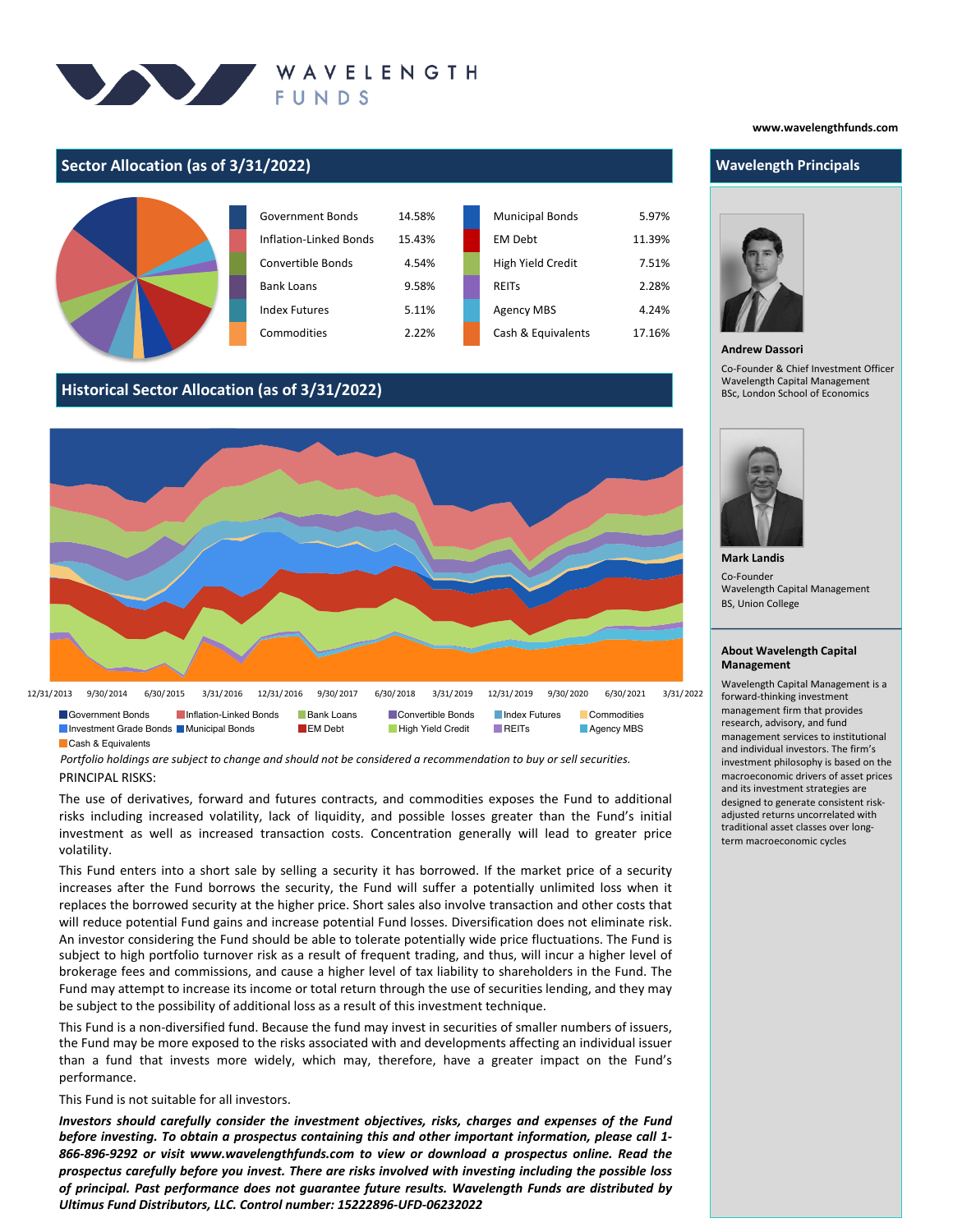www.wavelengthfunds.com

## Sector Allocation (as of 3/31/2022)

| | | | |
|---|---|---|---|
| Government Bonds | 14.58% | Municipal Bonds | 5.97% |
| Inflation-Linked Bonds | 15.43% | EM Debt | 11.39% |
| Convertible Bonds | 4.54% | High Yield Credit | 7.51% |
| Bank Loans | 9.58% | REITs | 2.28% |
| Index Futures | 5.11% | Agency MBS | 4.24% |
| Commodities | 2.22% | Cash & Equivalents | 17.16% |

## Historical Sector Allocation (as of 3/31/2022)

12/31/2013, 9/30/2014, 6/30/2015, 3/31/2016, 12/31/2016, 9/30/2017, 6/30/2018, 3/31/2019, 12/31/2019, 9/30/2020, 6/30/2021, 3/31/2022

Government Bonds, Inflation-Linked Bonds, Bank Loans, Convertible Bonds, Index Futures, Commodities, Investment Grade Bonds, Municipal Bonds, EM Debt, High Yield Credit, REITs, Agency MBS, Cash & Equivalents

*Portfolio holdings are subject to change and should not be considered a recommendation to buy or sell securities.*

PRINCIPAL RISKS:

The use of derivatives, forward and futures contracts, and commodities exposes the Fund to additional risks including increased volatility, lack of liquidity, and possible losses greater than the Fund's initial investment as well as increased transaction costs. Concentration generally will lead to greater price volatility.

This Fund enters into a short sale by selling a security it has borrowed. If the market price of a security increases after the Fund borrows the security, the Fund will suffer a potentially unlimited loss when it replaces the borrowed security at the higher price. Short sales also involve transaction and other costs that will reduce potential Fund gains and increase potential Fund losses. Diversification does not eliminate risk. An investor considering the Fund should be able to tolerate potentially wide price fluctuations. The Fund is subject to high portfolio turnover risk as a result of frequent trading, and thus, will incur a higher level of brokerage fees and commissions, and cause a higher level of tax liability to shareholders in the Fund. The Fund may attempt to increase its income or total return through the use of securities lending, and they may be subject to the possibility of additional loss as a result of this investment technique.

This Fund is a non-diversified fund. Because the fund may invest in securities of smaller numbers of issuers, the Fund may be more exposed to the risks associated with and developments affecting an individual issuer than a fund that invests more widely, which may, therefore, have a greater impact on the Fund's performance.

This Fund is not suitable for all investors.

***Investors should carefully consider the investment objectives, risks, charges and expenses of the Fund before investing. To obtain a prospectus containing this and other important information, please call 1-866-896-9292 or visit www.wavelengthfunds.com or visit or download a prospectus online. Read the prospectus carefully before you invest. There are risks involved with investing including the possible loss of principal. Past performance does not guarantee future results. Wavelength Funds are distributed by Ultimus Fund Distributors, LLC. Control number: 15222896-UFD-06232022***

## Wavelength Principals

**Andrew Dassori**

Co-Founder & Chief Investment Officer
Wavelength Capital Management
BSc, London School of Economics

**Mark Landis**

Co-Founder
Wavelength Capital Management
BS, Union College

### About Wavelength Capital Management

Wavelength Capital Management is a forward-thinking investment management firm that provides research, advisory, and fund management services to institutional and individual investors. The firm's investment philosophy is based on the macroeconomic drivers of asset prices and its investment strategies are designed to generate consistent risk-adjusted returns uncorrelated with traditional asset classes over long-term macroeconomic cycles